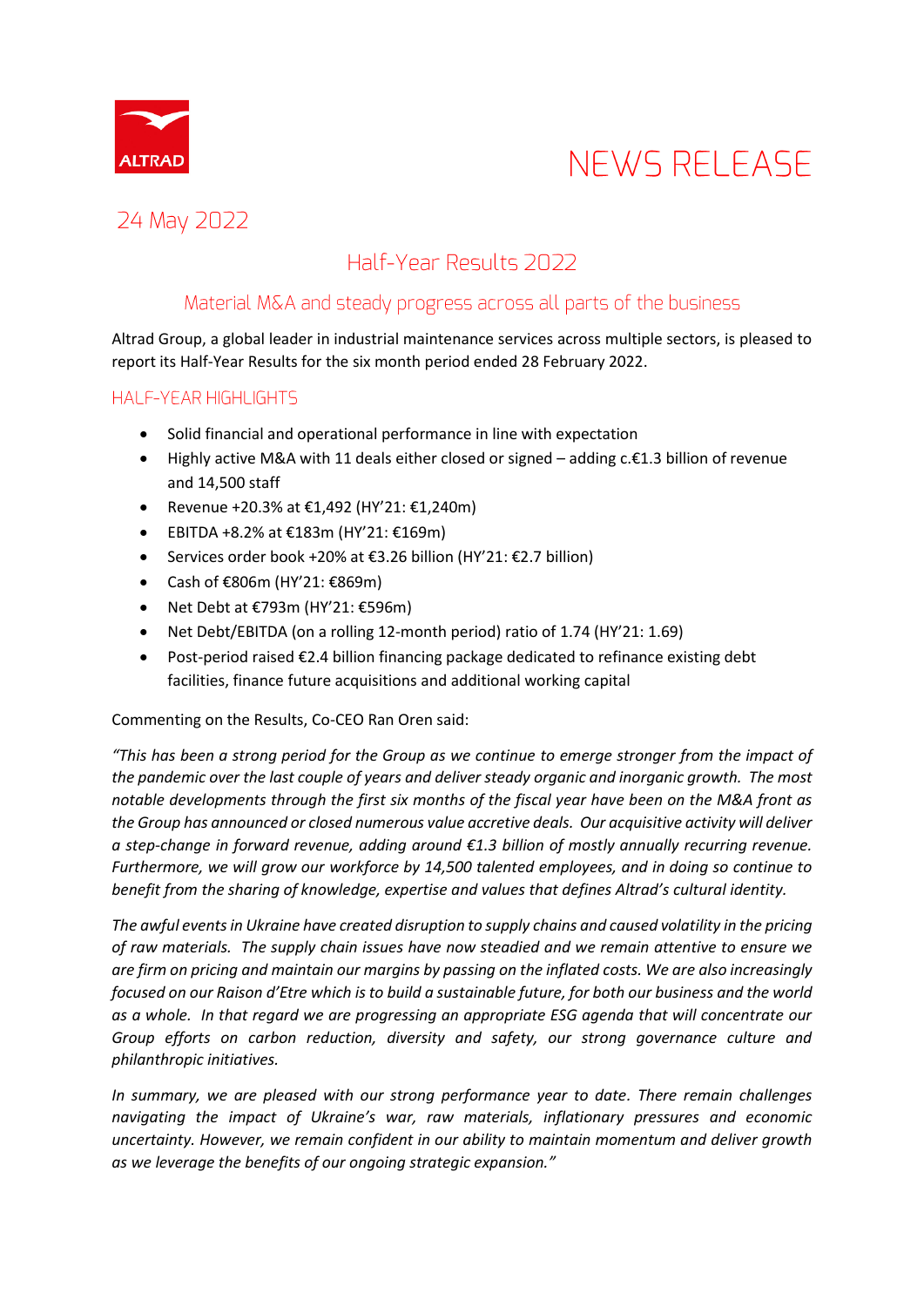# NEWS RELEASE

24 May 2022

## Half-Year Results 2022

### Material M&A and steady progress across all parts of the business

Altrad Group, a global leader in industrial maintenance services across multiple sectors, is pleased to report its Half-Year Results for the six month period ended 28 February 2022.

### HALF-YEAR HIGHLIGHTS

- Solid financial and operational performance in line with expectation
- Highly active M&A with 11 deals either closed or signed – adding c.€1.3 billion of revenue and 14,500 staff
- Revenue +20.3% at €1,492 (HY'21: €1,240m)
- EBITDA +8.2% at €183m (HY'21: €169m)
- Services order book +20% at €3.26 billion (HY'21: €2.7 billion)
- Cash of €806m (HY'21: €869m)
- Net Debt at €793m (HY'21: €596m)
- Net Debt/EBITDA (on a rolling 12-month period) ratio of 1.74 (HY'21: 1.69)
- Post-period raised €2.4 billion financing package dedicated to refinance existing debt facilities, finance future acquisitions and additional working capital

Commenting on the Results, Co-CEO Ran Oren said:

*"This has been a strong period for the Group as we continue to emerge stronger from the impact of the pandemic over the last couple of years and deliver steady organic and inorganic growth. The most notable developments through the first six months of the fiscal year have been on the M&A front as the Group has announced or closed numerous value accretive deals. Our acquisitive activity will deliver a step-change in forward revenue, adding around €1.3 billion of mostly annually recurring revenue. Furthermore, we will grow our workforce by 14,500 talented employees, and in doing so continue to benefit from the sharing of knowledge, expertise and values that defines Altrad's cultural identity.*

*The awful events in Ukraine have created disruption to supply chains and caused volatility in the pricing of raw materials. The supply chain issues have now steadied and we remain attentive to ensure we are firm on pricing and maintain our margins by passing on the inflated costs. We are also increasingly focused on our Raison d'Etre which is to build a sustainable future, for both our business and the world as a whole. In that regard we are progressing an appropriate ESG agenda that will concentrate our Group efforts on carbon reduction, diversity and safety, our strong governance culture and philanthropic initiatives.*

*In summary, we are pleased with our strong performance year to date. There remain challenges navigating the impact of Ukraine's war, raw materials, inflationary pressures and economic uncertainty. However, we remain confident in our ability to maintain momentum and deliver growth as we leverage the benefits of our ongoing strategic expansion."*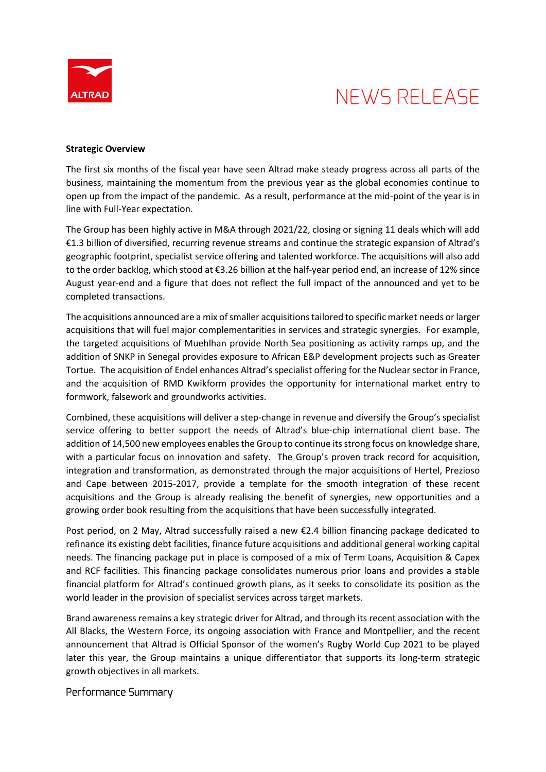**Strategic Overview**

The first six months of the fiscal year have seen Altrad make steady progress across all parts of the business, maintaining the momentum from the previous year as the global economies continue to open up from the impact of the pandemic. As a result, performance at the mid-point of the year is in line with Full-Year expectation.

The Group has been highly active in M&A through 2021/22, closing or signing 11 deals which will add €1.3 billion of diversified, recurring revenue streams and continue the strategic expansion of Altrad's geographic footprint, specialist service offering and talented workforce. The acquisitions will also add to the order backlog, which stood at €3.26 billion at the half-year period end, an increase of 12% since August year-end and a figure that does not reflect the full impact of the announced and yet to be completed transactions.

The acquisitions announced are a mix of smaller acquisitions tailored to specific market needs or larger acquisitions that will fuel major complementarities in services and strategic synergies. For example, the targeted acquisitions of Muehlhan provide North Sea positioning as activity ramps up, and the addition of SNKP in Senegal provides exposure to African E&P development projects such as Greater Tortue. The acquisition of Endel enhances Altrad's specialist offering for the Nuclear sector in France, and the acquisition of RMD Kwikform provides the opportunity for international market entry to formwork, falsework and groundworks activities.

Combined, these acquisitions will deliver a step-change in revenue and diversify the Group's specialist service offering to better support the needs of Altrad's blue-chip international client base. The addition of 14,500 new employees enables the Group to continue its strong focus on knowledge share, with a particular focus on innovation and safety. The Group's proven track record for acquisition, integration and transformation, as demonstrated through the major acquisitions of Hertel, Prezioso and Cape between 2015-2017, provide a template for the smooth integration of these recent acquisitions and the Group is already realising the benefit of synergies, new opportunities and a growing order book resulting from the acquisitions that have been successfully integrated.

Post period, on 2 May, Altrad successfully raised a new €2.4 billion financing package dedicated to refinance its existing debt facilities, finance future acquisitions and additional general working capital needs. The financing package put in place is composed of a mix of Term Loans, Acquisition & Capex and RCF facilities. This financing package consolidates numerous prior loans and provides a stable financial platform for Altrad's continued growth plans, as it seeks to consolidate its position as the world leader in the provision of specialist services across target markets.

Brand awareness remains a key strategic driver for Altrad, and through its recent association with the All Blacks, the Western Force, its ongoing association with France and Montpellier, and the recent announcement that Altrad is Official Sponsor of the women's Rugby World Cup 2021 to be played later this year, the Group maintains a unique differentiator that supports its long-term strategic growth objectives in all markets.

## Performance Summary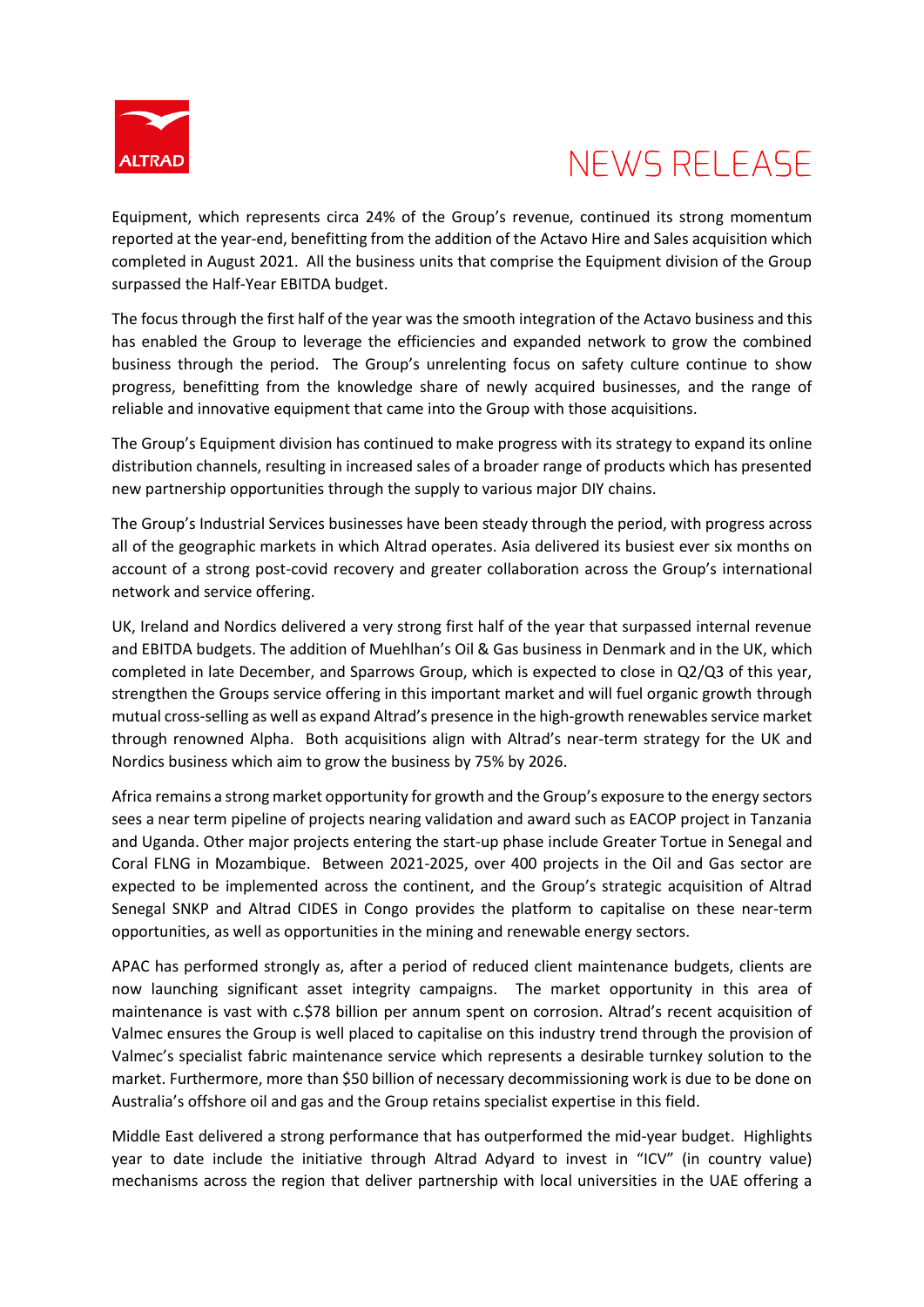Equipment, which represents circa 24% of the Group's revenue, continued its strong momentum reported at the year-end, benefitting from the addition of the Actavo Hire and Sales acquisition which completed in August 2021. All the business units that comprise the Equipment division of the Group surpassed the Half-Year EBITDA budget.

The focus through the first half of the year was the smooth integration of the Actavo business and this has enabled the Group to leverage the efficiencies and expanded network to grow the combined business through the period. The Group's unrelenting focus on safety culture continue to show progress, benefitting from the knowledge share of newly acquired businesses, and the range of reliable and innovative equipment that came into the Group with those acquisitions.

The Group's Equipment division has continued to make progress with its strategy to expand its online distribution channels, resulting in increased sales of a broader range of products which has presented new partnership opportunities through the supply to various major DIY chains.

The Group's Industrial Services businesses have been steady through the period, with progress across all of the geographic markets in which Altrad operates. Asia delivered its busiest ever six months on account of a strong post-covid recovery and greater collaboration across the Group's international network and service offering.

UK, Ireland and Nordics delivered a very strong first half of the year that surpassed internal revenue and EBITDA budgets. The addition of Muehlhan's Oil & Gas business in Denmark and in the UK, which completed in late December, and Sparrows Group, which is expected to close in Q2/Q3 of this year, strengthen the Groups service offering in this important market and will fuel organic growth through mutual cross-selling as well as expand Altrad's presence in the high-growth renewables service market through renowned Alpha. Both acquisitions align with Altrad's near-term strategy for the UK and Nordics business which aim to grow the business by 75% by 2026.

Africa remains a strong market opportunity for growth and the Group's exposure to the energy sectors sees a near term pipeline of projects nearing validation and award such as EACOP project in Tanzania and Uganda. Other major projects entering the start-up phase include Greater Tortue in Senegal and Coral FLNG in Mozambique. Between 2021-2025, over 400 projects in the Oil and Gas sector are expected to be implemented across the continent, and the Group's strategic acquisition of Altrad Senegal SNKP and Altrad CIDES in Congo provides the platform to capitalise on these near-term opportunities, as well as opportunities in the mining and renewable energy sectors.

APAC has performed strongly as, after a period of reduced client maintenance budgets, clients are now launching significant asset integrity campaigns. The market opportunity in this area of maintenance is vast with c.$78 billion per annum spent on corrosion. Altrad's recent acquisition of Valmec ensures the Group is well placed to capitalise on this industry trend through the provision of Valmec's specialist fabric maintenance service which represents a desirable turnkey solution to the market. Furthermore, more than $50 billion of necessary decommissioning work is due to be done on Australia's offshore oil and gas and the Group retains specialist expertise in this field.

Middle East delivered a strong performance that has outperformed the mid-year budget. Highlights year to date include the initiative through Altrad Adyard to invest in "ICV" (in country value) mechanisms across the region that deliver partnership with local universities in the UAE offering a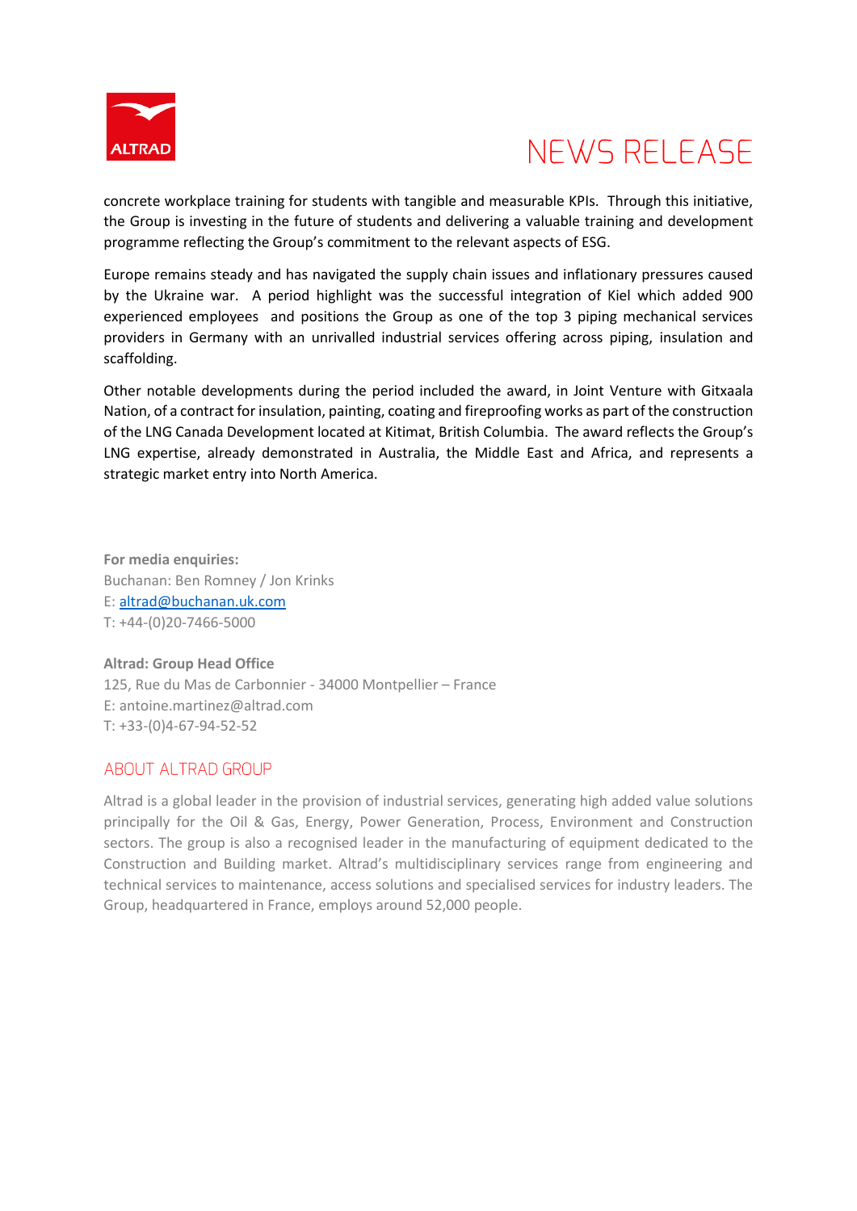concrete workplace training for students with tangible and measurable KPIs. Through this initiative, the Group is investing in the future of students and delivering a valuable training and development programme reflecting the Group's commitment to the relevant aspects of ESG.

Europe remains steady and has navigated the supply chain issues and inflationary pressures caused by the Ukraine war. A period highlight was the successful integration of Kiel which added 900 experienced employees and positions the Group as one of the top 3 piping mechanical services providers in Germany with an unrivalled industrial services offering across piping, insulation and scaffolding.

Other notable developments during the period included the award, in Joint Venture with Gitxaala Nation, of a contract for insulation, painting, coating and fireproofing works as part of the construction of the LNG Canada Development located at Kitimat, British Columbia. The award reflects the Group's LNG expertise, already demonstrated in Australia, the Middle East and Africa, and represents a strategic market entry into North America.

**For media enquiries:**
Buchanan: Ben Romney / Jon Krinks
E: altrad@buchanan.uk.com
T: +44-(0)20-7466-5000

**Altrad: Group Head Office**
125, Rue du Mas de Carbonnier - 34000 Montpellier – France
E: antoine.martinez@altrad.com
T: +33-(0)4-67-94-52-52

## ABOUT ALTRAD GROUP

Altrad is a global leader in the provision of industrial services, generating high added value solutions principally for the Oil & Gas, Energy, Power Generation, Process, Environment and Construction sectors. The group is also a recognised leader in the manufacturing of equipment dedicated to the Construction and Building market. Altrad's multidisciplinary services range from engineering and technical services to maintenance, access solutions and specialised services for industry leaders. The Group, headquartered in France, employs around 52,000 people.